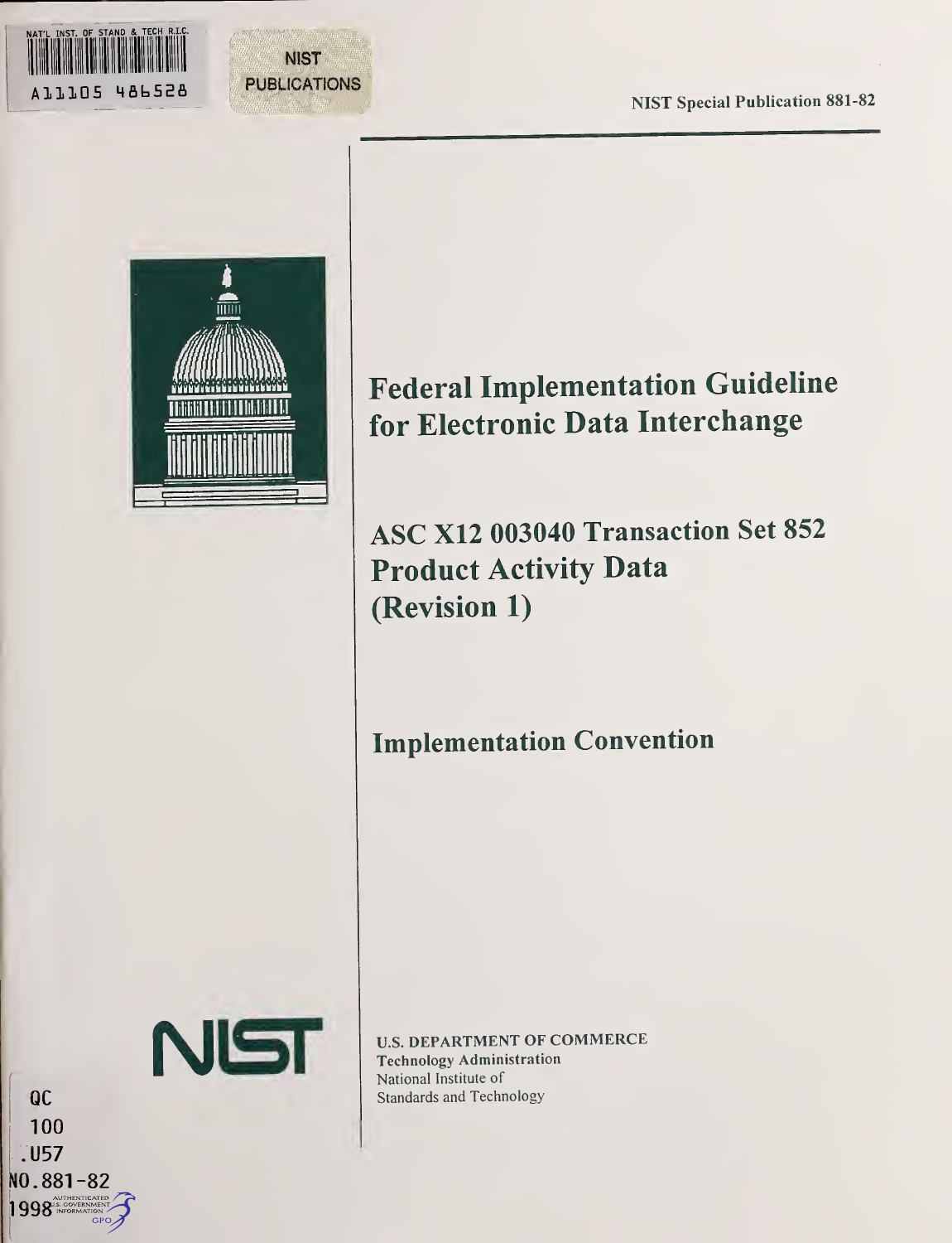NAT'L INST. OF STAND & TECH R.I.C.

A11105 486528

NIST PUBLICATIONS

NIST Special Publication 881-82

# Federal Implementation Guideline for Electronic Data Interchange

## ASC X12 003040 Transaction Set 852 Product Activity Data (Revision 1)

## Implementation Convention

NIST

U.S. DEPARTMENT OF COMMERCE
Technology Administration
National Institute of Standards and Technology

QC
100
.U57
NO.881-82
1998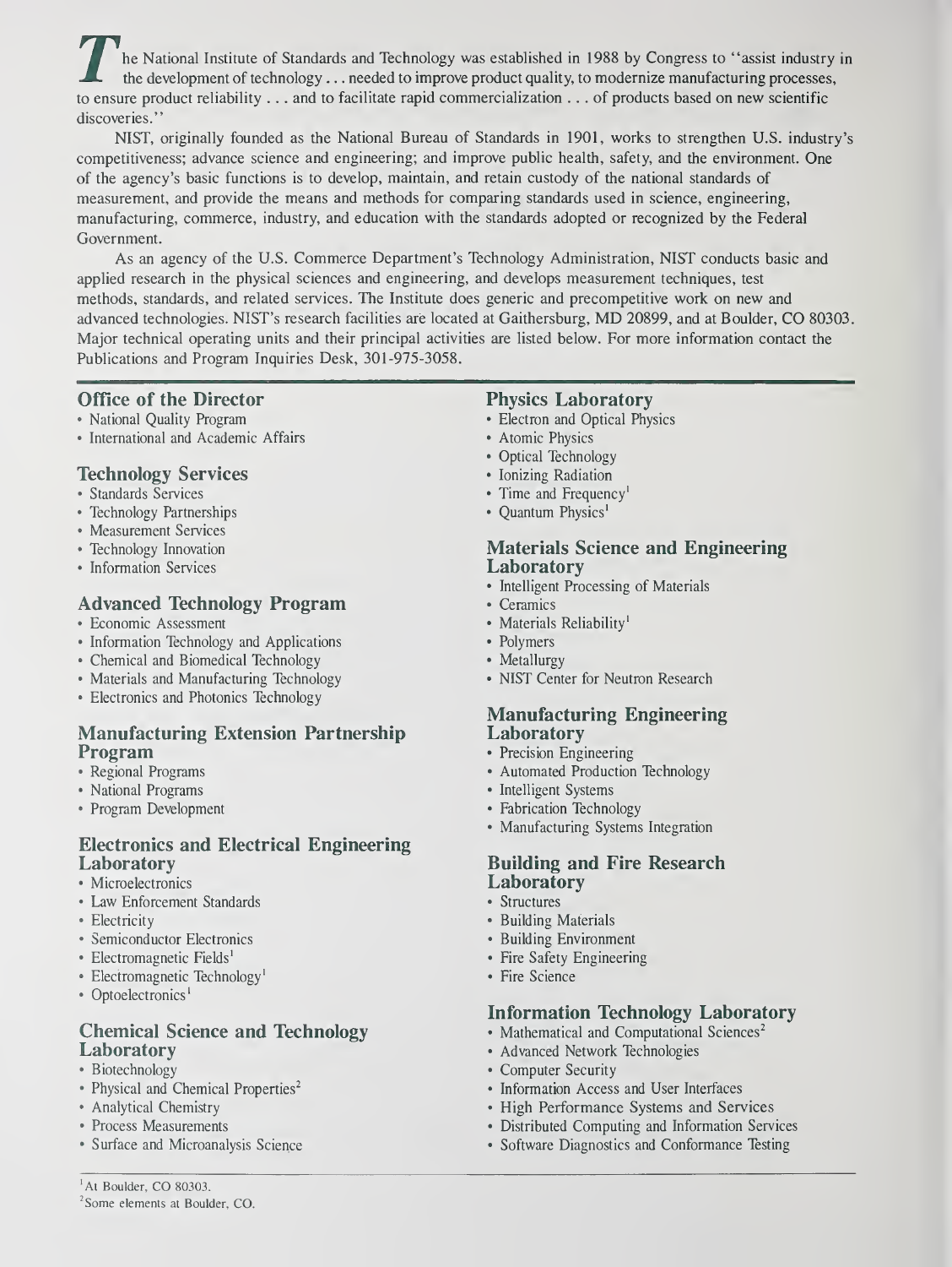The National Institute of Standards and Technology was established in 1988 by Congress to "assist industry in the development of technology . . . needed to improve product quality, to modernize manufacturing processes, to ensure product reliability . . . and to facilitate rapid commercialization . . . of products based on new scientific discoveries."

NIST, originally founded as the National Bureau of Standards in 1901, works to strengthen U.S. industry's competitiveness; advance science and engineering; and improve public health, safety, and the environment. One of the agency's basic functions is to develop, maintain, and retain custody of the national standards of measurement, and provide the means and methods for comparing standards used in science, engineering, manufacturing, commerce, industry, and education with the standards adopted or recognized by the Federal Government.

As an agency of the U.S. Commerce Department's Technology Administration, NIST conducts basic and applied research in the physical sciences and engineering, and develops measurement techniques, test methods, standards, and related services. The Institute does generic and precompetitive work on new and advanced technologies. NIST's research facilities are located at Gaithersburg, MD 20899, and at Boulder, CO 80303. Major technical operating units and their principal activities are listed below. For more information contact the Publications and Program Inquiries Desk, 301-975-3058.

### Office of the Director
- National Quality Program
- International and Academic Affairs

### Technology Services
- Standards Services
- Technology Partnerships
- Measurement Services
- Technology Innovation
- Information Services

### Advanced Technology Program
- Economic Assessment
- Information Technology and Applications
- Chemical and Biomedical Technology
- Materials and Manufacturing Technology
- Electronics and Photonics Technology

### Manufacturing Extension Partnership Program
- Regional Programs
- National Programs
- Program Development

### Electronics and Electrical Engineering Laboratory
- Microelectronics
- Law Enforcement Standards
- Electricity
- Semiconductor Electronics
- Electromagnetic Fields[1]
- Electromagnetic Technology[1]
- Optoelectronics[1]

### Chemical Science and Technology Laboratory
- Biotechnology
- Physical and Chemical Properties[2]
- Analytical Chemistry
- Process Measurements
- Surface and Microanalysis Science

### Physics Laboratory
- Electron and Optical Physics
- Atomic Physics
- Optical Technology
- Ionizing Radiation
- Time and Frequency[1]
- Quantum Physics[1]

### Materials Science and Engineering Laboratory
- Intelligent Processing of Materials
- Ceramics
- Materials Reliability[1]
- Polymers
- Metallurgy
- NIST Center for Neutron Research

### Manufacturing Engineering Laboratory
- Precision Engineering
- Automated Production Technology
- Intelligent Systems
- Fabrication Technology
- Manufacturing Systems Integration

### Building and Fire Research Laboratory
- Structures
- Building Materials
- Building Environment
- Fire Safety Engineering
- Fire Science

### Information Technology Laboratory
- Mathematical and Computational Sciences[2]
- Advanced Network Technologies
- Computer Security
- Information Access and User Interfaces
- High Performance Systems and Services
- Distributed Computing and Information Services
- Software Diagnostics and Conformance Testing

---

[1] At Boulder, CO 80303.
[2] Some elements at Boulder, CO.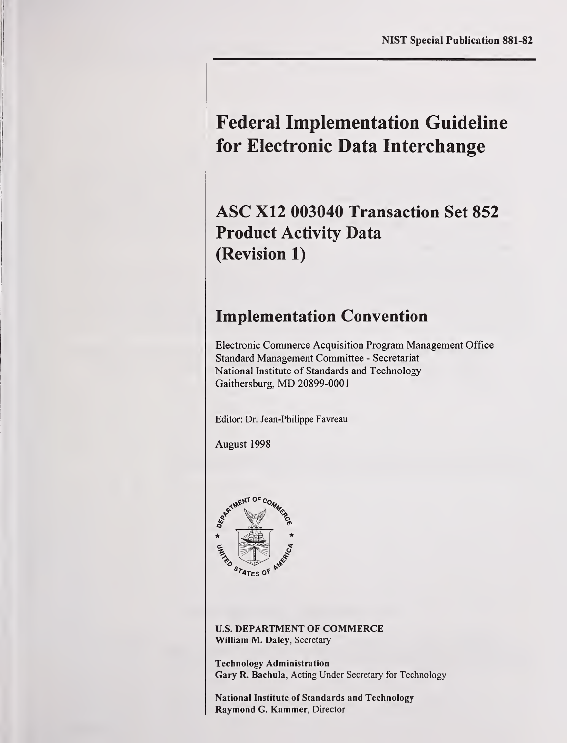NIST Special Publication 881-82

# Federal Implementation Guideline for Electronic Data Interchange

## ASC X12 003040 Transaction Set 852 Product Activity Data (Revision 1)

## Implementation Convention

Electronic Commerce Acquisition Program Management Office
Standard Management Committee - Secretariat
National Institute of Standards and Technology
Gaithersburg, MD 20899-0001

Editor: Dr. Jean-Philippe Favreau

August 1998

**U.S. DEPARTMENT OF COMMERCE**
**William M. Daley**, Secretary

**Technology Administration**
**Gary R. Bachula**, Acting Under Secretary for Technology

**National Institute of Standards and Technology**
**Raymond G. Kammer**, Director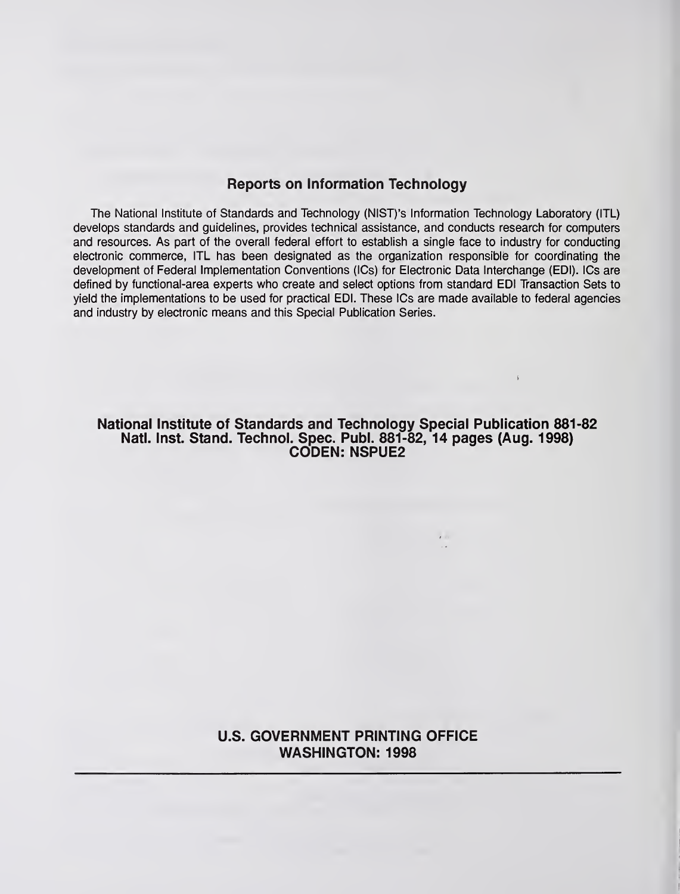## Reports on Information Technology

The National Institute of Standards and Technology (NIST)'s Information Technology Laboratory (ITL) develops standards and guidelines, provides technical assistance, and conducts research for computers and resources. As part of the overall federal effort to establish a single face to industry for conducting electronic commerce, ITL has been designated as the organization responsible for coordinating the development of Federal Implementation Conventions (ICs) for Electronic Data Interchange (EDI). ICs are defined by functional-area experts who create and select options from standard EDI Transaction Sets to yield the implementations to be used for practical EDI. These ICs are made available to federal agencies and industry by electronic means and this Special Publication Series.

**National Institute of Standards and Technology Special Publication 881-82**
**Natl. Inst. Stand. Technol. Spec. Publ. 881-82, 14 pages (Aug. 1998)**
**CODEN: NSPUE2**

**U.S. GOVERNMENT PRINTING OFFICE**
**WASHINGTON: 1998**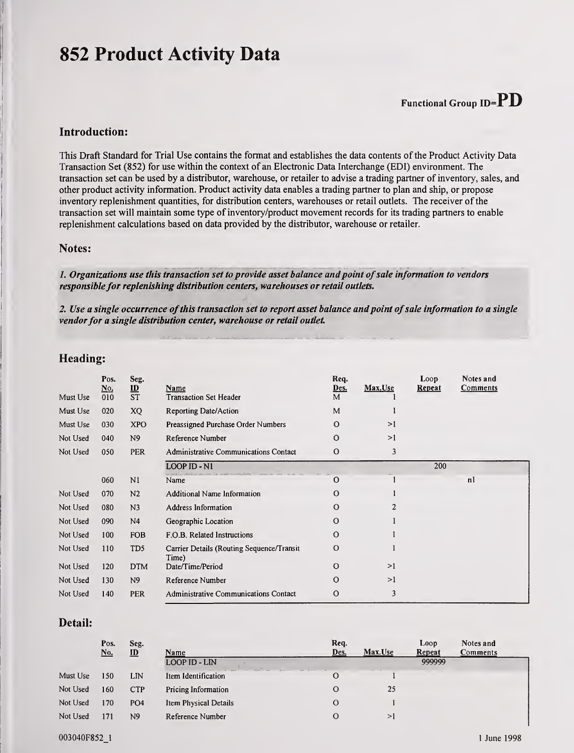# 852 Product Activity Data

Functional Group ID=**PD**

## Introduction:

This Draft Standard for Trial Use contains the format and establishes the data contents of the Product Activity Data Transaction Set (852) for use within the context of an Electronic Data Interchange (EDI) environment. The transaction set can be used by a distributor, warehouse, or retailer to advise a trading partner of inventory, sales, and other product activity information. Product activity data enables a trading partner to plan and ship, or propose inventory replenishment quantities, for distribution centers, warehouses or retail outlets. The receiver of the transaction set will maintain some type of inventory/product movement records for its trading partners to enable replenishment calculations based on data provided by the distributor, warehouse or retailer.

## Notes:

***1. Organizations use this transaction set to provide asset balance and point of sale information to vendors responsible for replenishing distribution centers, warehouses or retail outlets.***

***2. Use a single occurrence of this transaction set to report asset balance and point of sale information to a single vendor for a single distribution center, warehouse or retail outlet.***

## Heading:

| | Pos. No. | Seg. ID | Name | Req. Des. | Max.Use | Loop Repeat | Notes and Comments |
|---|---|---|---|---|---|---|---|
| Must Use | 010 | ST | Transaction Set Header | M | 1 | | |
| Must Use | 020 | XQ | Reporting Date/Action | M | 1 | | |
| Must Use | 030 | XPO | Preassigned Purchase Order Numbers | O | >1 | | |
| Not Used | 040 | N9 | Reference Number | O | >1 | | |
| Not Used | 050 | PER | Administrative Communications Contact | O | 3 | | |
| | | | LOOP ID - N1 | | | 200 | |
| | 060 | N1 | Name | O | 1 | | n1 |
| Not Used | 070 | N2 | Additional Name Information | O | 1 | | |
| Not Used | 080 | N3 | Address Information | O | 2 | | |
| Not Used | 090 | N4 | Geographic Location | O | 1 | | |
| Not Used | 100 | FOB | F.O.B. Related Instructions | O | 1 | | |
| Not Used | 110 | TD5 | Carrier Details (Routing Sequence/Transit Time) | O | 1 | | |
| Not Used | 120 | DTM | Date/Time/Period | O | >1 | | |
| Not Used | 130 | N9 | Reference Number | O | >1 | | |
| Not Used | 140 | PER | Administrative Communications Contact | O | 3 | | |

## Detail:

| | Pos. No. | Seg. ID | Name | Req. Des. | Max.Use | Loop Repeat | Notes and Comments |
|---|---|---|---|---|---|---|---|
| | | | LOOP ID - LIN | | | 999999 | |
| Must Use | 150 | LIN | Item Identification | O | 1 | | |
| Not Used | 160 | CTP | Pricing Information | O | 25 | | |
| Not Used | 170 | PO4 | Item Physical Details | O | 1 | | |
| Not Used | 171 | N9 | Reference Number | O | >1 | | |

003040F852_1 1 June 1998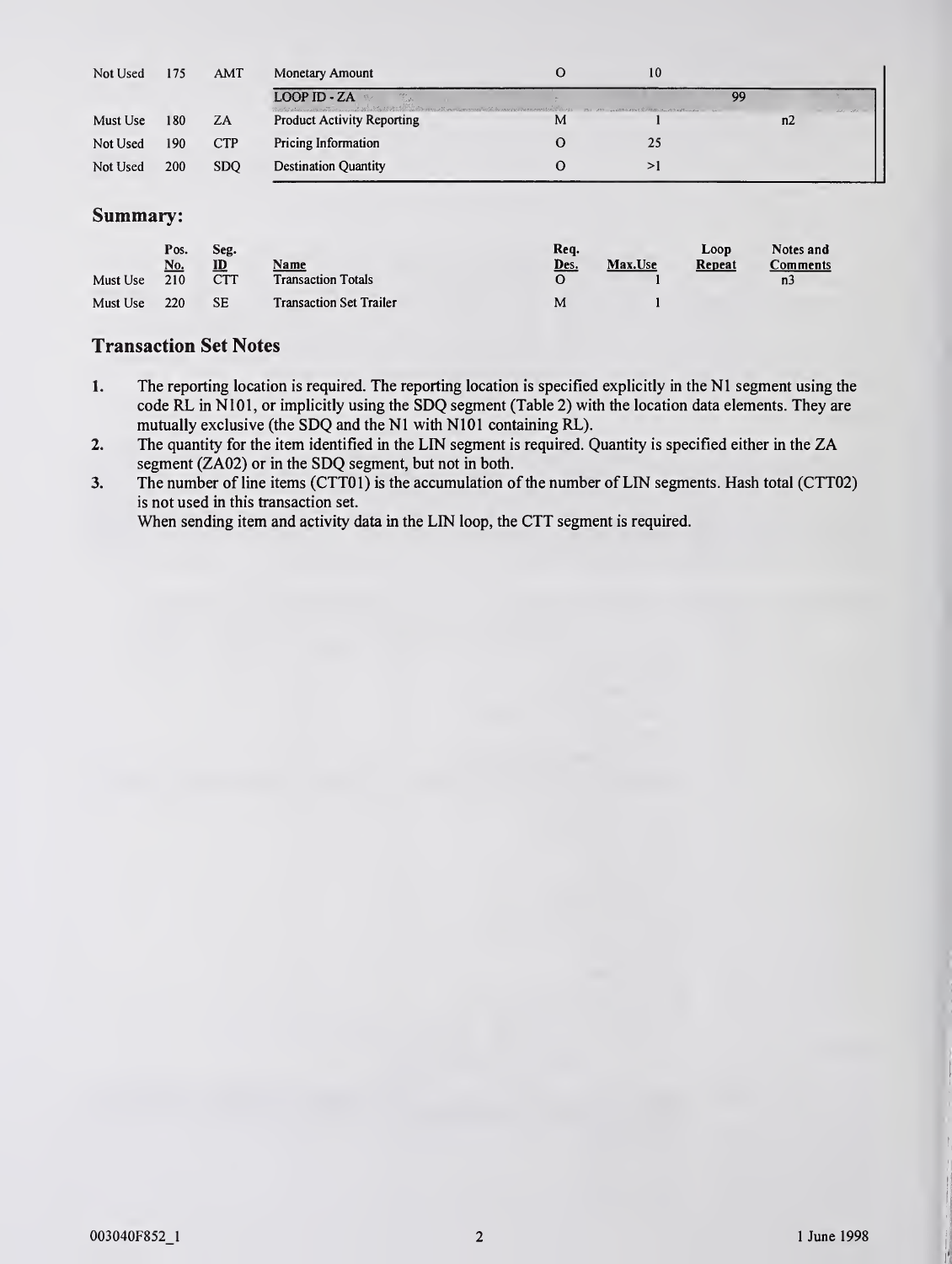| | | | | | | | |
|---|---|---|---|---|---|---|---|
| Not Used | 175 | AMT | Monetary Amount | O | 10 | | |
| | | | LOOP ID - ZA | | | 99 | |
| Must Use | 180 | ZA | Product Activity Reporting | M | 1 | | n2 |
| Not Used | 190 | CTP | Pricing Information | O | 25 | | |
| Not Used | 200 | SDQ | Destination Quantity | O | >1 | | |

## Summary:

| | Pos. No. | Seg. ID | Name | Req. Des. | Max.Use | Loop Repeat | Notes and Comments |
|---|---|---|---|---|---|---|---|
| Must Use | 210 | CTT | Transaction Totals | O | 1 | | n3 |
| Must Use | 220 | SE | Transaction Set Trailer | M | 1 | | |

## Transaction Set Notes

1. The reporting location is required. The reporting location is specified explicitly in the N1 segment using the code RL in N101, or implicitly using the SDQ segment (Table 2) with the location data elements. They are mutually exclusive (the SDQ and the N1 with N101 containing RL).
2. The quantity for the item identified in the LIN segment is required. Quantity is specified either in the ZA segment (ZA02) or in the SDQ segment, but not in both.
3. The number of line items (CTT01) is the accumulation of the number of LIN segments. Hash total (CTT02) is not used in this transaction set.
   When sending item and activity data in the LIN loop, the CTT segment is required.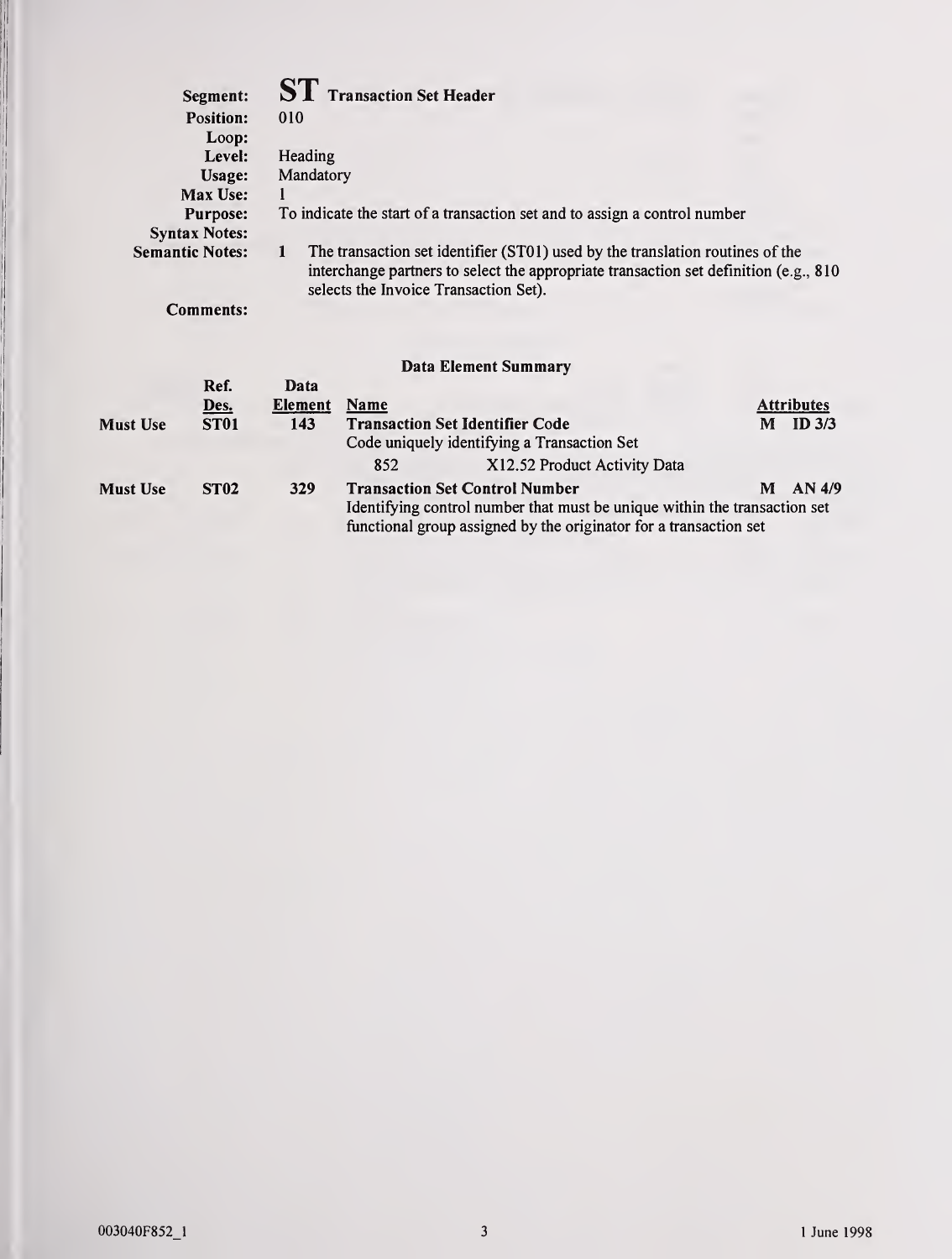**Segment:** **ST** **Transaction Set Header**
**Position:** 010
**Loop:**
**Level:** Heading
**Usage:** Mandatory
**Max Use:** 1
**Purpose:** To indicate the start of a transaction set and to assign a control number
**Syntax Notes:**
**Semantic Notes:** 1 The transaction set identifier (ST01) used by the translation routines of the interchange partners to select the appropriate transaction set definition (e.g., 810 selects the Invoice Transaction Set).
**Comments:**

### Data Element Summary

| | Ref. Des. | Data Element | Name | Attributes |
|---|---|---|---|---|
| **Must Use** | **ST01** | **143** | **Transaction Set Identifier Code**<br>Code uniquely identifying a Transaction Set<br>852 X12.52 Product Activity Data | **M ID 3/3** |
| **Must Use** | **ST02** | **329** | **Transaction Set Control Number**<br>Identifying control number that must be unique within the transaction set functional group assigned by the originator for a transaction set | **M AN 4/9** |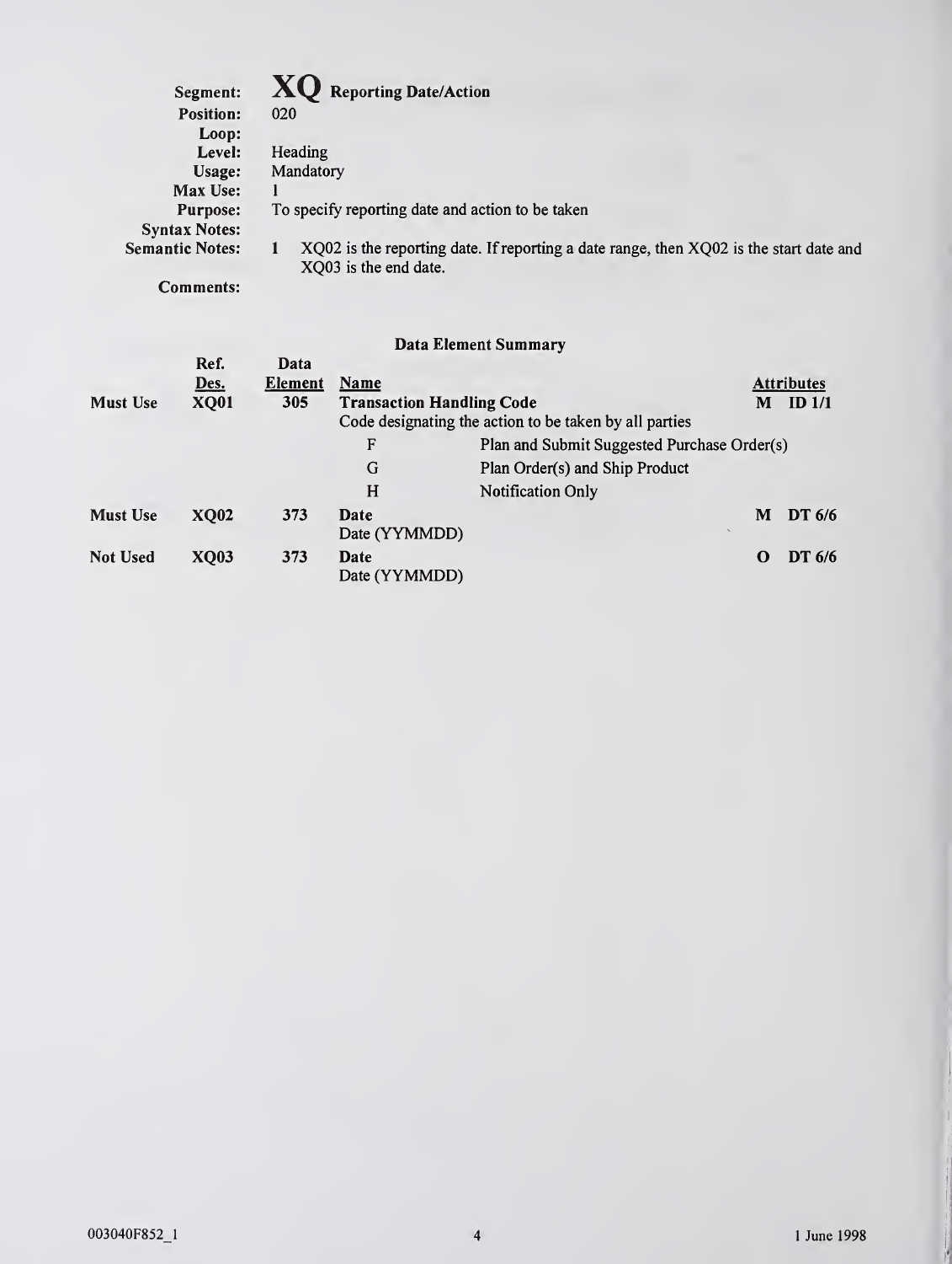**Segment:** **XQ** Reporting Date/Action
**Position:** 020
**Loop:**
**Level:** Heading
**Usage:** Mandatory
**Max Use:** 1
**Purpose:** To specify reporting date and action to be taken
**Syntax Notes:**
**Semantic Notes:**
1. XQ02 is the reporting date. If reporting a date range, then XQ02 is the start date and XQ03 is the end date.

**Comments:**

**Data Element Summary**

| | Ref. Des. | Data Element | Name | | Attributes |
|---|---|---|---|---|---|
| Must Use | XQ01 | 305 | **Transaction Handling Code** Code designating the action to be taken by all parties | | M ID 1/1 |
| | | | F | Plan and Submit Suggested Purchase Order(s) | |
| | | | G | Plan Order(s) and Ship Product | |
| | | | H | Notification Only | |
| Must Use | XQ02 | 373 | **Date** Date (YYMMDD) | | M DT 6/6 |
| Not Used | XQ03 | 373 | **Date** Date (YYMMDD) | | O DT 6/6 |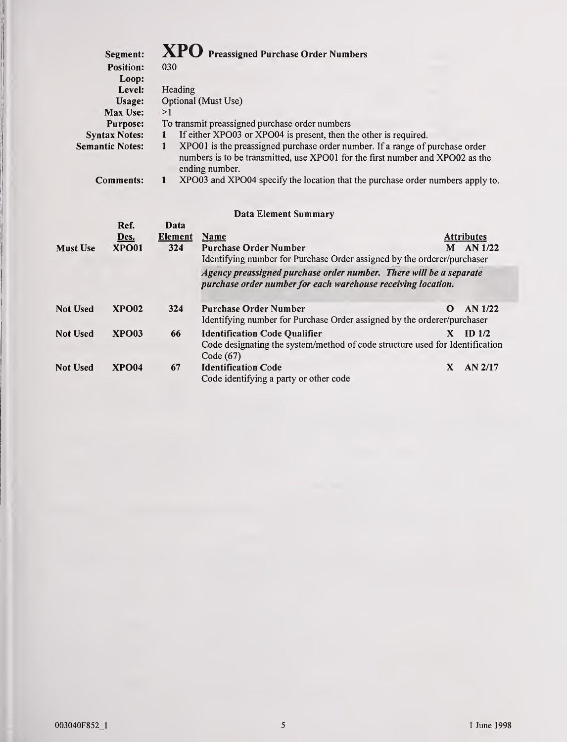# XPO Preassigned Purchase Order Numbers

**Segment:** XPO Preassigned Purchase Order Numbers
**Position:** 030
**Loop:**
**Level:** Heading
**Usage:** Optional (Must Use)
**Max Use:** >1
**Purpose:** To transmit preassigned purchase order numbers
**Syntax Notes:**
1. If either XPO03 or XPO04 is present, then the other is required.

**Semantic Notes:**
1. XPO01 is the preassigned purchase order number. If a range of purchase order numbers is to be transmitted, use XPO01 for the first number and XPO02 as the ending number.

**Comments:**
1. XPO03 and XPO04 specify the location that the purchase order numbers apply to.

### Data Element Summary

| | Ref. Des. | Data Element | Name | Attributes |
|---|---|---|---|---|
| **Must Use** | **XPO01** | **324** | **Purchase Order Number**<br>Identifying number for Purchase Order assigned by the orderer/purchaser<br>***Agency preassigned purchase order number. There will be a separate purchase order number for each warehouse receiving location.*** | **M AN 1/22** |
| **Not Used** | **XPO02** | **324** | **Purchase Order Number**<br>Identifying number for Purchase Order assigned by the orderer/purchaser | **O AN 1/22** |
| **Not Used** | **XPO03** | **66** | **Identification Code Qualifier**<br>Code designating the system/method of code structure used for Identification Code (67) | **X ID 1/2** |
| **Not Used** | **XPO04** | **67** | **Identification Code**<br>Code identifying a party or other code | **X AN 2/17** |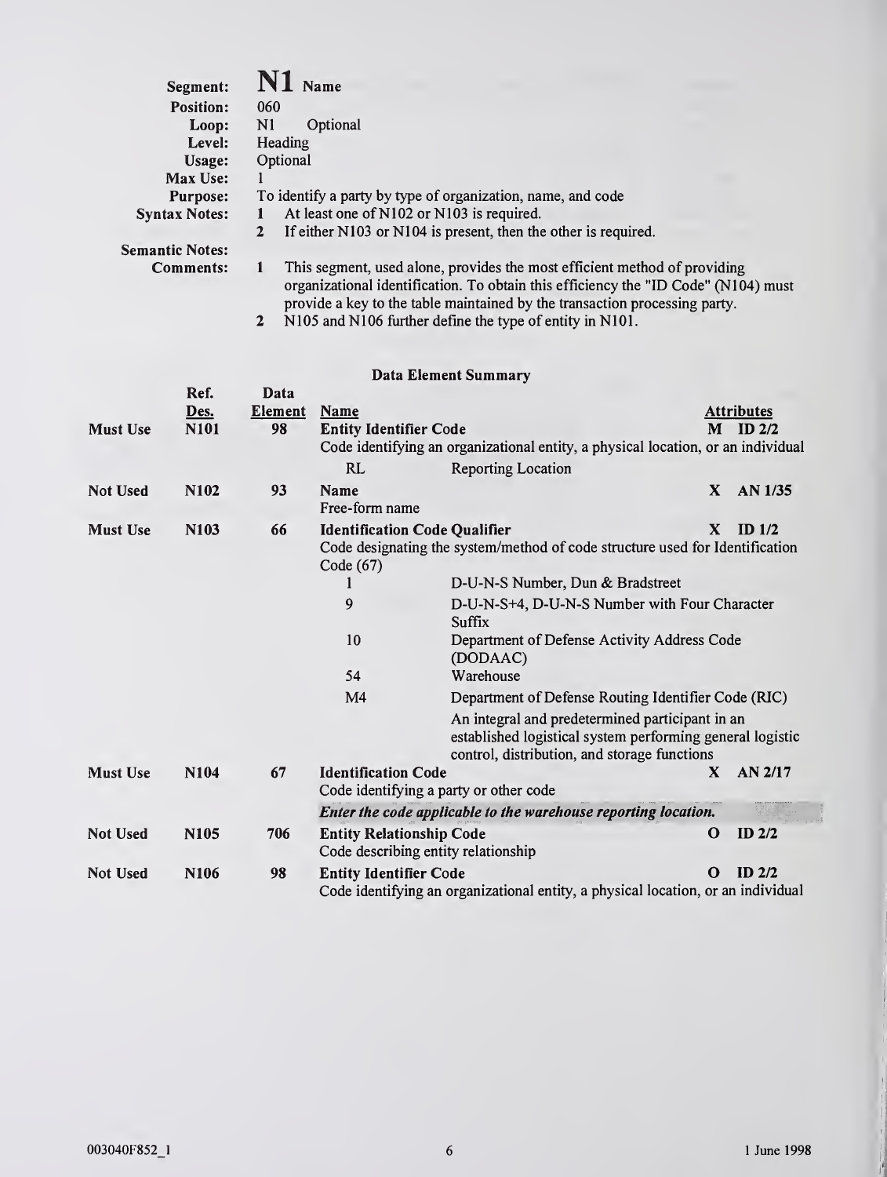**Segment:** **N1** Name
**Position:** 060
**Loop:** N1 Optional
**Level:** Heading
**Usage:** Optional
**Max Use:** 1
**Purpose:** To identify a party by type of organization, name, and code
**Syntax Notes:**
1. At least one of N102 or N103 is required.
2. If either N103 or N104 is present, then the other is required.

**Semantic Notes:**
**Comments:**
1. This segment, used alone, provides the most efficient method of providing organizational identification. To obtain this efficiency the "ID Code" (N104) must provide a key to the table maintained by the transaction processing party.
2. N105 and N106 further define the type of entity in N101.

## Data Element Summary

| | Ref. Des. | Data Element | Name | | Attributes |
|---|---|---|---|---|---|
| **Must Use** | **N101** | **98** | **Entity Identifier Code** | **M** | **ID 2/2** |
| | | | Code identifying an organizational entity, a physical location, or an individual | | |
| | | | RL — Reporting Location | | |
| **Not Used** | **N102** | **93** | **Name** | **X** | **AN 1/35** |
| | | | Free-form name | | |
| **Must Use** | **N103** | **66** | **Identification Code Qualifier** | **X** | **ID 1/2** |
| | | | Code designating the system/method of code structure used for Identification Code (67) | | |
| | | | 1 — D-U-N-S Number, Dun & Bradstreet | | |
| | | | 9 — D-U-N-S+4, D-U-N-S Number with Four Character Suffix | | |
| | | | 10 — Department of Defense Activity Address Code (DODAAC) | | |
| | | | 54 — Warehouse | | |
| | | | M4 — Department of Defense Routing Identifier Code (RIC) | | |
| | | | An integral and predetermined participant in an established logistical system performing general logistic control, distribution, and storage functions | | |
| **Must Use** | **N104** | **67** | **Identification Code** | **X** | **AN 2/17** |
| | | | Code identifying a party or other code | | |
| | | | ***Enter the code applicable to the warehouse reporting location.*** | | |
| **Not Used** | **N105** | **706** | **Entity Relationship Code** | **O** | **ID 2/2** |
| | | | Code describing entity relationship | | |
| **Not Used** | **N106** | **98** | **Entity Identifier Code** | **O** | **ID 2/2** |
| | | | Code identifying an organizational entity, a physical location, or an individual | | |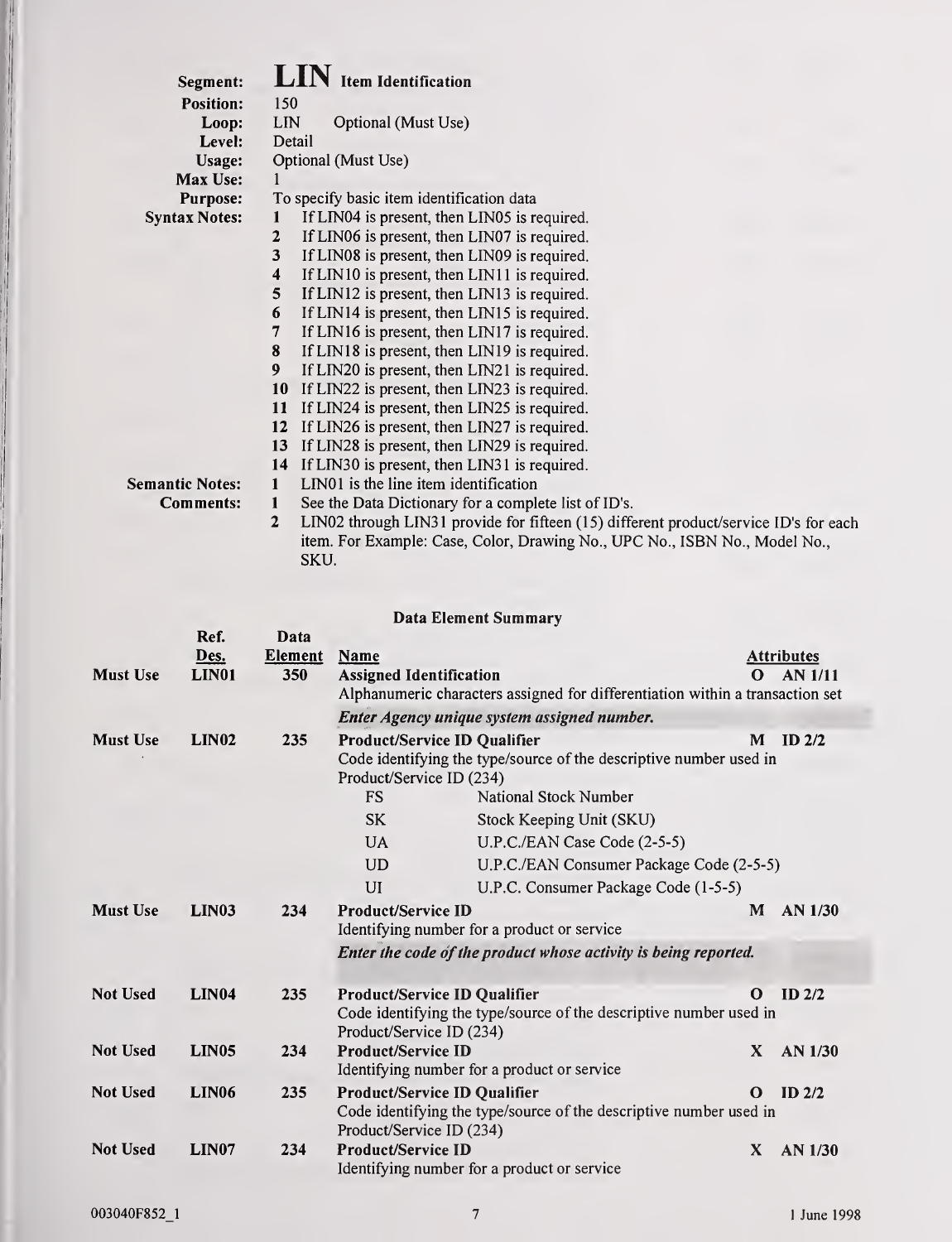| | |
|---|---|
| **Segment:** | **LIN** **Item Identification** |
| **Position:** | 150 |
| **Loop:** | LIN Optional (Must Use) |
| **Level:** | Detail |
| **Usage:** | Optional (Must Use) |
| **Max Use:** | 1 |
| **Purpose:** | To specify basic item identification data |

**Syntax Notes:**

1. If LIN04 is present, then LIN05 is required.
2. If LIN06 is present, then LIN07 is required.
3. If LIN08 is present, then LIN09 is required.
4. If LIN10 is present, then LIN11 is required.
5. If LIN12 is present, then LIN13 is required.
6. If LIN14 is present, then LIN15 is required.
7. If LIN16 is present, then LIN17 is required.
8. If LIN18 is present, then LIN19 is required.
9. If LIN20 is present, then LIN21 is required.
10. If LIN22 is present, then LIN23 is required.
11. If LIN24 is present, then LIN25 is required.
12. If LIN26 is present, then LIN27 is required.
13. If LIN28 is present, then LIN29 is required.
14. If LIN30 is present, then LIN31 is required.

**Semantic Notes:**

1. LIN01 is the line item identification

**Comments:**

1. See the Data Dictionary for a complete list of ID's.
2. LIN02 through LIN31 provide for fifteen (15) different product/service ID's for each item. For Example: Case, Color, Drawing No., UPC No., ISBN No., Model No., SKU.

### Data Element Summary

| | Ref. Des. | Data Element | Name | | Attributes |
|---|---|---|---|---|---|
| Must Use | **LIN01** | **350** | **Assigned Identification**<br>Alphanumeric characters assigned for differentiation within a transaction set<br>*Enter Agency unique system assigned number.* | **O** | **AN 1/11** |
| Must Use | **LIN02** | **235** | **Product/Service ID Qualifier**<br>Code identifying the type/source of the descriptive number used in Product/Service ID (234)<br>FS — National Stock Number<br>SK — Stock Keeping Unit (SKU)<br>UA — U.P.C./EAN Case Code (2-5-5)<br>UD — U.P.C./EAN Consumer Package Code (2-5-5)<br>UI — U.P.C. Consumer Package Code (1-5-5) | **M** | **ID 2/2** |
| Must Use | **LIN03** | **234** | **Product/Service ID**<br>Identifying number for a product or service<br>*Enter the code of the product whose activity is being reported.* | **M** | **AN 1/30** |
| Not Used | **LIN04** | **235** | **Product/Service ID Qualifier**<br>Code identifying the type/source of the descriptive number used in Product/Service ID (234) | **O** | **ID 2/2** |
| Not Used | **LIN05** | **234** | **Product/Service ID**<br>Identifying number for a product or service | **X** | **AN 1/30** |
| Not Used | **LIN06** | **235** | **Product/Service ID Qualifier**<br>Code identifying the type/source of the descriptive number used in Product/Service ID (234) | **O** | **ID 2/2** |
| Not Used | **LIN07** | **234** | **Product/Service ID**<br>Identifying number for a product or service | **X** | **AN 1/30** |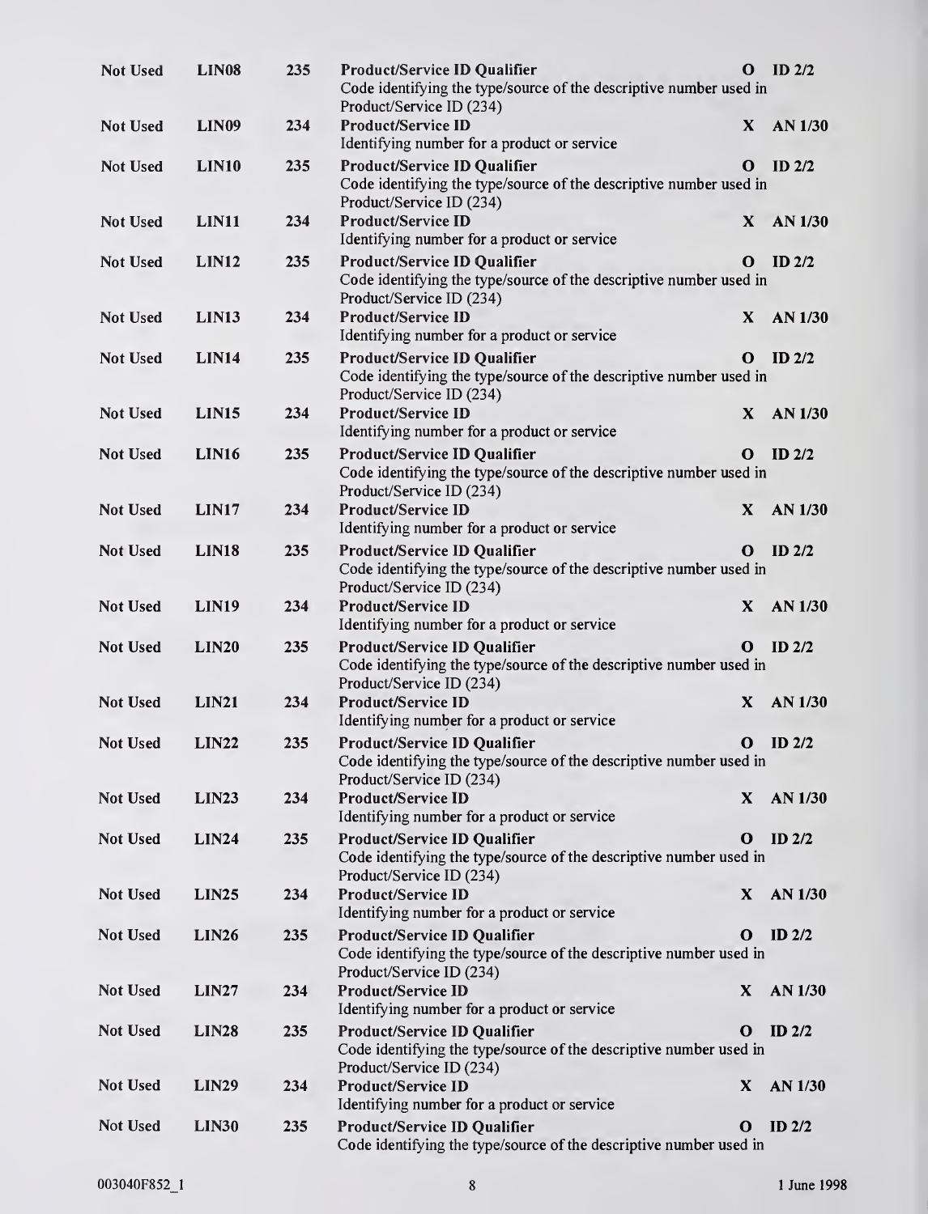| | | | | | |
|---|---|---|---|---|---|
| Not Used | LIN08 | 235 | **Product/Service ID Qualifier**<br>Code identifying the type/source of the descriptive number used in Product/Service ID (234) | **O** | **ID 2/2** |
| Not Used | LIN09 | 234 | **Product/Service ID**<br>Identifying number for a product or service | **X** | **AN 1/30** |
| Not Used | LIN10 | 235 | **Product/Service ID Qualifier**<br>Code identifying the type/source of the descriptive number used in Product/Service ID (234) | **O** | **ID 2/2** |
| Not Used | LIN11 | 234 | **Product/Service ID**<br>Identifying number for a product or service | **X** | **AN 1/30** |
| Not Used | LIN12 | 235 | **Product/Service ID Qualifier**<br>Code identifying the type/source of the descriptive number used in Product/Service ID (234) | **O** | **ID 2/2** |
| Not Used | LIN13 | 234 | **Product/Service ID**<br>Identifying number for a product or service | **X** | **AN 1/30** |
| Not Used | LIN14 | 235 | **Product/Service ID Qualifier**<br>Code identifying the type/source of the descriptive number used in Product/Service ID (234) | **O** | **ID 2/2** |
| Not Used | LIN15 | 234 | **Product/Service ID**<br>Identifying number for a product or service | **X** | **AN 1/30** |
| Not Used | LIN16 | 235 | **Product/Service ID Qualifier**<br>Code identifying the type/source of the descriptive number used in Product/Service ID (234) | **O** | **ID 2/2** |
| Not Used | LIN17 | 234 | **Product/Service ID**<br>Identifying number for a product or service | **X** | **AN 1/30** |
| Not Used | LIN18 | 235 | **Product/Service ID Qualifier**<br>Code identifying the type/source of the descriptive number used in Product/Service ID (234) | **O** | **ID 2/2** |
| Not Used | LIN19 | 234 | **Product/Service ID**<br>Identifying number for a product or service | **X** | **AN 1/30** |
| Not Used | LIN20 | 235 | **Product/Service ID Qualifier**<br>Code identifying the type/source of the descriptive number used in Product/Service ID (234) | **O** | **ID 2/2** |
| Not Used | LIN21 | 234 | **Product/Service ID**<br>Identifying number for a product or service | **X** | **AN 1/30** |
| Not Used | LIN22 | 235 | **Product/Service ID Qualifier**<br>Code identifying the type/source of the descriptive number used in Product/Service ID (234) | **O** | **ID 2/2** |
| Not Used | LIN23 | 234 | **Product/Service ID**<br>Identifying number for a product or service | **X** | **AN 1/30** |
| Not Used | LIN24 | 235 | **Product/Service ID Qualifier**<br>Code identifying the type/source of the descriptive number used in Product/Service ID (234) | **O** | **ID 2/2** |
| Not Used | LIN25 | 234 | **Product/Service ID**<br>Identifying number for a product or service | **X** | **AN 1/30** |
| Not Used | LIN26 | 235 | **Product/Service ID Qualifier**<br>Code identifying the type/source of the descriptive number used in Product/Service ID (234) | **O** | **ID 2/2** |
| Not Used | LIN27 | 234 | **Product/Service ID**<br>Identifying number for a product or service | **X** | **AN 1/30** |
| Not Used | LIN28 | 235 | **Product/Service ID Qualifier**<br>Code identifying the type/source of the descriptive number used in Product/Service ID (234) | **O** | **ID 2/2** |
| Not Used | LIN29 | 234 | **Product/Service ID**<br>Identifying number for a product or service | **X** | **AN 1/30** |
| Not Used | LIN30 | 235 | **Product/Service ID Qualifier**<br>Code identifying the type/source of the descriptive number used in | **O** | **ID 2/2** |

003040F852_1 1 June 1998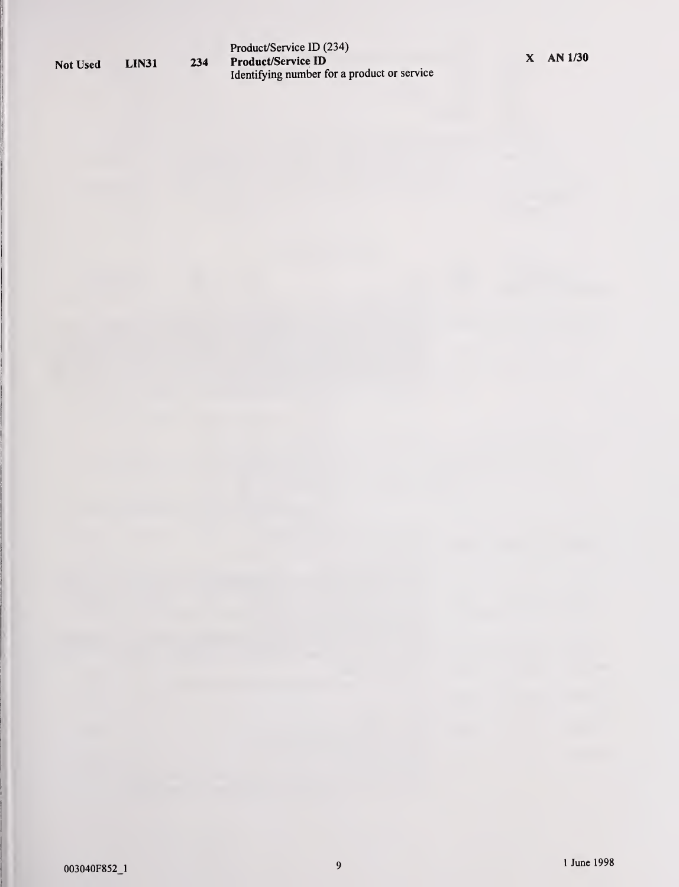| | | | | | |
|---|---|---|---|---|---|
| **Not Used** | **LIN31** | **234** | Product/Service ID (234)<br>**Product/Service ID**<br>Identifying number for a product or service | **X** | **AN 1/30** |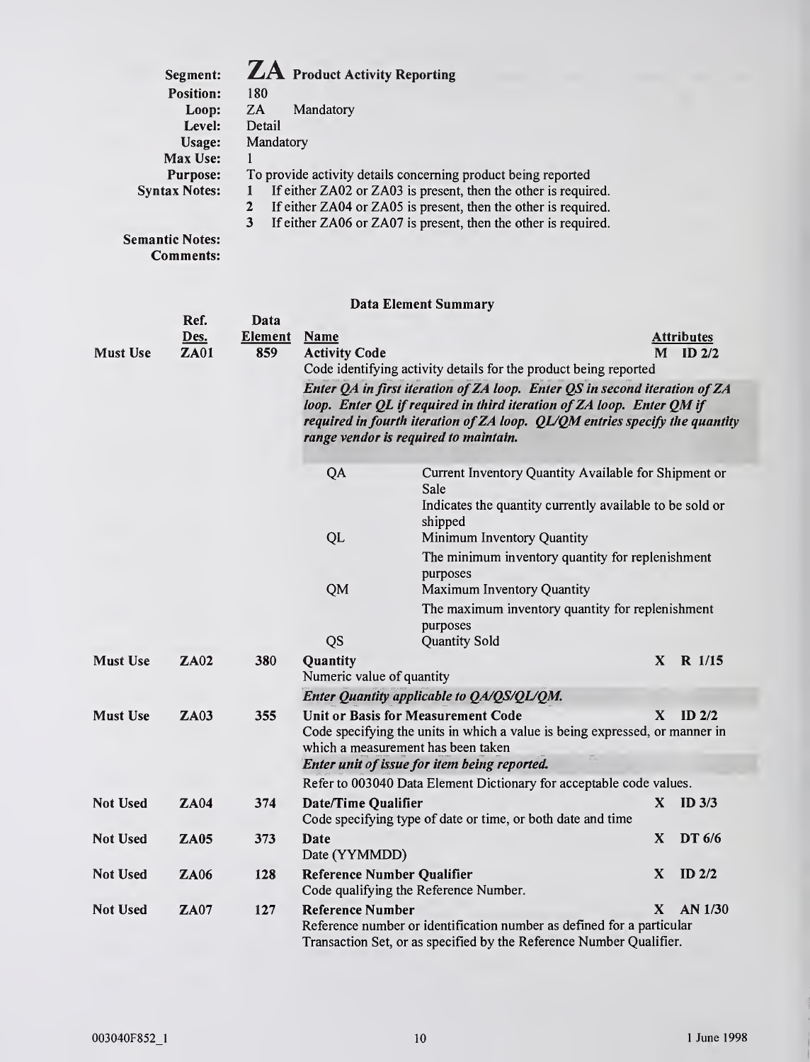**Segment:** **ZA** **Product Activity Reporting**
**Position:** 180
**Loop:** ZA Mandatory
**Level:** Detail
**Usage:** Mandatory
**Max Use:** 1
**Purpose:** To provide activity details concerning product being reported
**Syntax Notes:**
1. If either ZA02 or ZA03 is present, then the other is required.
2. If either ZA04 or ZA05 is present, then the other is required.
3. If either ZA06 or ZA07 is present, then the other is required.

**Semantic Notes:**
**Comments:**

**Data Element Summary**

| | Ref. Des. | Data Element | Name | Attributes |
|---|---|---|---|---|
| **Must Use** | **ZA01** | **859** | **Activity Code**<br>Code identifying activity details for the product being reported<br>***Enter QA in first iteration of ZA loop. Enter QS in second iteration of ZA loop. Enter QL if required in third iteration of ZA loop. Enter QM if required in fourth iteration of ZA loop. QL/QM entries specify the quantity range vendor is required to maintain.***<br>QA — Current Inventory Quantity Available for Shipment or Sale<br>Indicates the quantity currently available to be sold or shipped<br>QL — Minimum Inventory Quantity<br>The minimum inventory quantity for replenishment purposes<br>QM — Maximum Inventory Quantity<br>The maximum inventory quantity for replenishment purposes<br>QS — Quantity Sold | **M ID 2/2** |
| **Must Use** | **ZA02** | **380** | **Quantity**<br>Numeric value of quantity<br>***Enter Quantity applicable to QA/QS/QL/QM.*** | **X R 1/15** |
| **Must Use** | **ZA03** | **355** | **Unit or Basis for Measurement Code**<br>Code specifying the units in which a value is being expressed, or manner in which a measurement has been taken<br>***Enter unit of issue for item being reported.***<br>Refer to 003040 Data Element Dictionary for acceptable code values. | **X ID 2/2** |
| **Not Used** | **ZA04** | **374** | **Date/Time Qualifier**<br>Code specifying type of date or time, or both date and time | **X ID 3/3** |
| **Not Used** | **ZA05** | **373** | **Date**<br>Date (YYMMDD) | **X DT 6/6** |
| **Not Used** | **ZA06** | **128** | **Reference Number Qualifier**<br>Code qualifying the Reference Number. | **X ID 2/2** |
| **Not Used** | **ZA07** | **127** | **Reference Number**<br>Reference number or identification number as defined for a particular Transaction Set, or as specified by the Reference Number Qualifier. | **X AN 1/30** |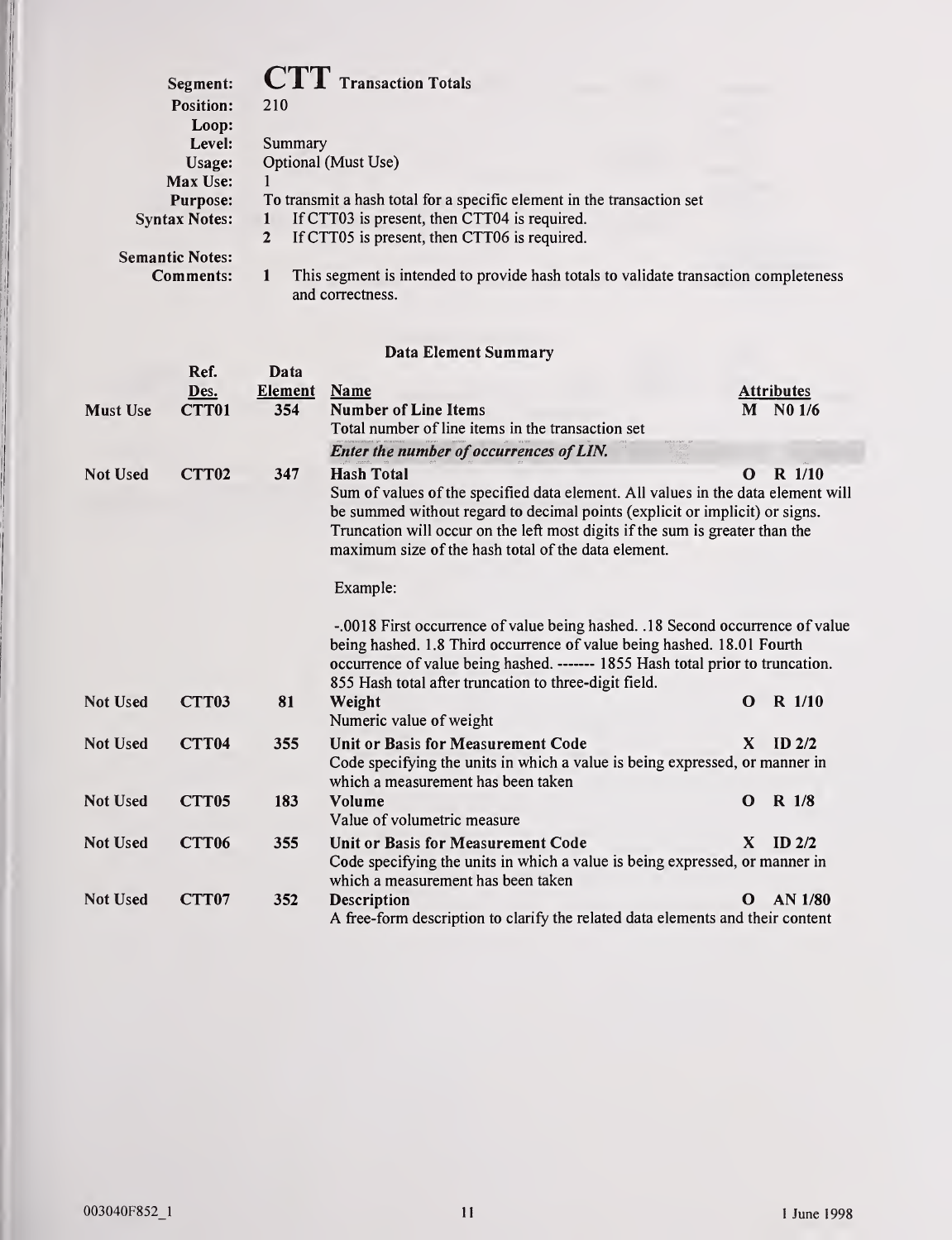| | |
|---|---|
| **Segment:** | **CTT** Transaction Totals |
| **Position:** | 210 |
| **Loop:** | |
| **Level:** | Summary |
| **Usage:** | Optional (Must Use) |
| **Max Use:** | 1 |
| **Purpose:** | To transmit a hash total for a specific element in the transaction set |
| **Syntax Notes:** | 1 If CTT03 is present, then CTT04 is required.<br>2 If CTT05 is present, then CTT06 is required. |
| **Semantic Notes:** | |
| **Comments:** | 1 This segment is intended to provide hash totals to validate transaction completeness and correctness. |

### Data Element Summary

| | Ref. Des. | Data Element | Name | Attributes |
|---|---|---|---|---|
| **Must Use** | **CTT01** | **354** | **Number of Line Items**<br>Total number of line items in the transaction set<br>***Enter the number of occurrences of LIN.*** | **M N0 1/6** |
| **Not Used** | **CTT02** | **347** | **Hash Total**<br>Sum of values of the specified data element. All values in the data element will be summed without regard to decimal points (explicit or implicit) or signs. Truncation will occur on the left most digits if the sum is greater than the maximum size of the hash total of the data element.<br><br>Example:<br><br>-.0018 First occurrence of value being hashed. .18 Second occurrence of value being hashed. 1.8 Third occurrence of value being hashed. 18.01 Fourth occurrence of value being hashed. ------- 1855 Hash total prior to truncation. 855 Hash total after truncation to three-digit field. | **O R 1/10** |
| **Not Used** | **CTT03** | **81** | **Weight**<br>Numeric value of weight | **O R 1/10** |
| **Not Used** | **CTT04** | **355** | **Unit or Basis for Measurement Code**<br>Code specifying the units in which a value is being expressed, or manner in which a measurement has been taken | **X ID 2/2** |
| **Not Used** | **CTT05** | **183** | **Volume**<br>Value of volumetric measure | **O R 1/8** |
| **Not Used** | **CTT06** | **355** | **Unit or Basis for Measurement Code**<br>Code specifying the units in which a value is being expressed, or manner in which a measurement has been taken | **X ID 2/2** |
| **Not Used** | **CTT07** | **352** | **Description**<br>A free-form description to clarify the related data elements and their content | **O AN 1/80** |

003040F852_1 1 June 1998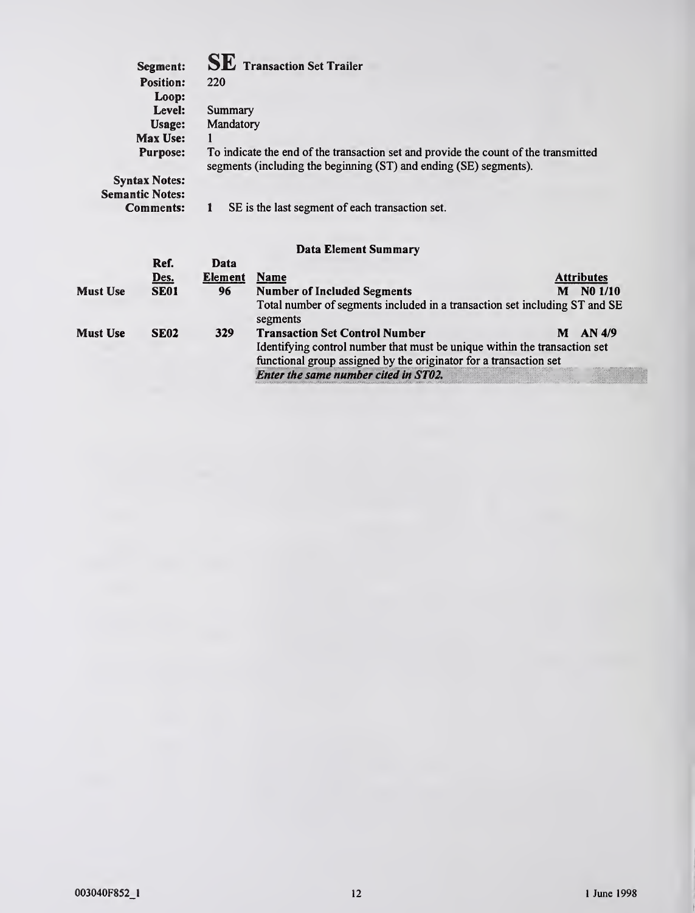**Segment:** **SE** Transaction Set Trailer
**Position:** 220
**Loop:**
**Level:** Summary
**Usage:** Mandatory
**Max Use:** 1
**Purpose:** To indicate the end of the transaction set and provide the count of the transmitted segments (including the beginning (ST) and ending (SE) segments).
**Syntax Notes:**
**Semantic Notes:**
**Comments:** 1 SE is the last segment of each transaction set.

**Data Element Summary**

| | Ref. Des. | Data Element | Name | Attributes |
|---|---|---|---|---|
| **Must Use** | **SE01** | **96** | **Number of Included Segments**<br>Total number of segments included in a transaction set including ST and SE segments | **M N0 1/10** |
| **Must Use** | **SE02** | **329** | **Transaction Set Control Number**<br>Identifying control number that must be unique within the transaction set functional group assigned by the originator for a transaction set<br>***Enter the same number cited in ST02.*** | **M AN 4/9** |

003040F852_1 — 1 June 1998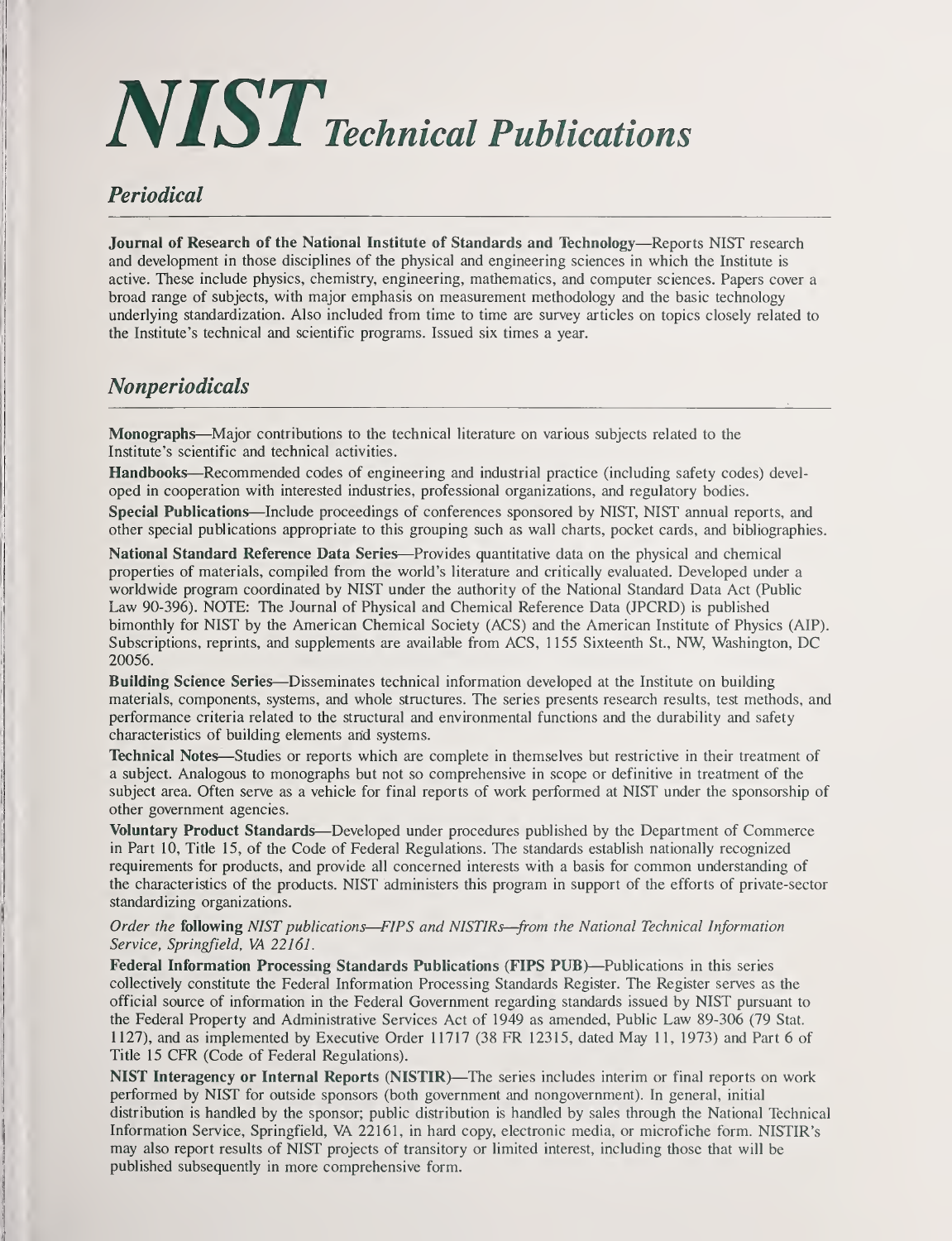# *NIST Technical Publications*

## *Periodical*

**Journal of Research of the National Institute of Standards and Technology**—Reports NIST research and development in those disciplines of the physical and engineering sciences in which the Institute is active. These include physics, chemistry, engineering, mathematics, and computer sciences. Papers cover a broad range of subjects, with major emphasis on measurement methodology and the basic technology underlying standardization. Also included from time to time are survey articles on topics closely related to the Institute's technical and scientific programs. Issued six times a year.

## *Nonperiodicals*

**Monographs**—Major contributions to the technical literature on various subjects related to the Institute's scientific and technical activities.

**Handbooks**—Recommended codes of engineering and industrial practice (including safety codes) developed in cooperation with interested industries, professional organizations, and regulatory bodies.

**Special Publications**—Include proceedings of conferences sponsored by NIST, NIST annual reports, and other special publications appropriate to this grouping such as wall charts, pocket cards, and bibliographies.

**National Standard Reference Data Series**—Provides quantitative data on the physical and chemical properties of materials, compiled from the world's literature and critically evaluated. Developed under a worldwide program coordinated by NIST under the authority of the National Standard Data Act (Public Law 90-396). NOTE: The Journal of Physical and Chemical Reference Data (JPCRD) is published bimonthly for NIST by the American Chemical Society (ACS) and the American Institute of Physics (AIP). Subscriptions, reprints, and supplements are available from ACS, 1155 Sixteenth St., NW, Washington, DC 20056.

**Building Science Series**—Disseminates technical information developed at the Institute on building materials, components, systems, and whole structures. The series presents research results, test methods, and performance criteria related to the structural and environmental functions and the durability and safety characteristics of building elements and systems.

**Technical Notes**—Studies or reports which are complete in themselves but restrictive in their treatment of a subject. Analogous to monographs but not so comprehensive in scope or definitive in treatment of the subject area. Often serve as a vehicle for final reports of work performed at NIST under the sponsorship of other government agencies.

**Voluntary Product Standards**—Developed under procedures published by the Department of Commerce in Part 10, Title 15, of the Code of Federal Regulations. The standards establish nationally recognized requirements for products, and provide all concerned interests with a basis for common understanding of the characteristics of the products. NIST administers this program in support of the efforts of private-sector standardizing organizations.

*Order the* **following** *NIST publications—FIPS and NISTIRs—from the National Technical Information Service, Springfield, VA 22161.*

**Federal Information Processing Standards Publications (FIPS PUB)**—Publications in this series collectively constitute the Federal Information Processing Standards Register. The Register serves as the official source of information in the Federal Government regarding standards issued by NIST pursuant to the Federal Property and Administrative Services Act of 1949 as amended, Public Law 89-306 (79 Stat. 1127), and as implemented by Executive Order 11717 (38 FR 12315, dated May 11, 1973) and Part 6 of Title 15 CFR (Code of Federal Regulations).

**NIST Interagency or Internal Reports (NISTIR)**—The series includes interim or final reports on work performed by NIST for outside sponsors (both government and nongovernment). In general, initial distribution is handled by the sponsor; public distribution is handled by sales through the National Technical Information Service, Springfield, VA 22161, in hard copy, electronic media, or microfiche form. NISTIR's may also report results of NIST projects of transitory or limited interest, including those that will be published subsequently in more comprehensive form.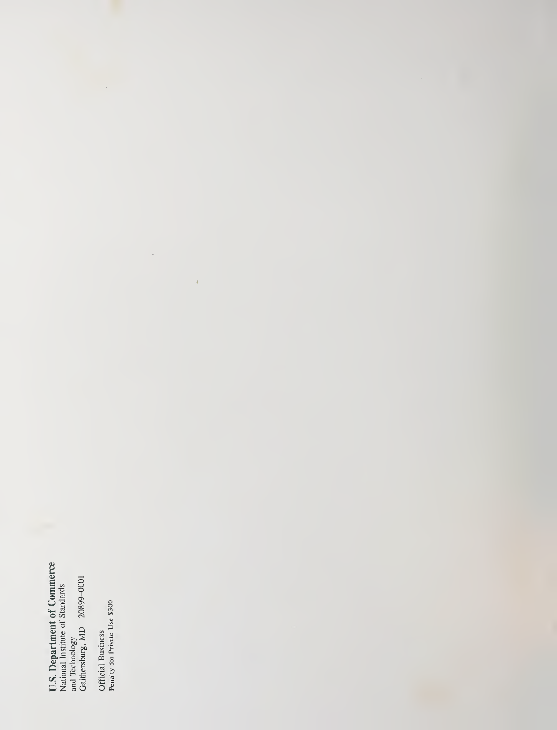**U.S. Department of Commerce**
National Institute of Standards
and Technology
Gaithersburg, MD 20899–0001

Official Business
Penalty for Private Use $300